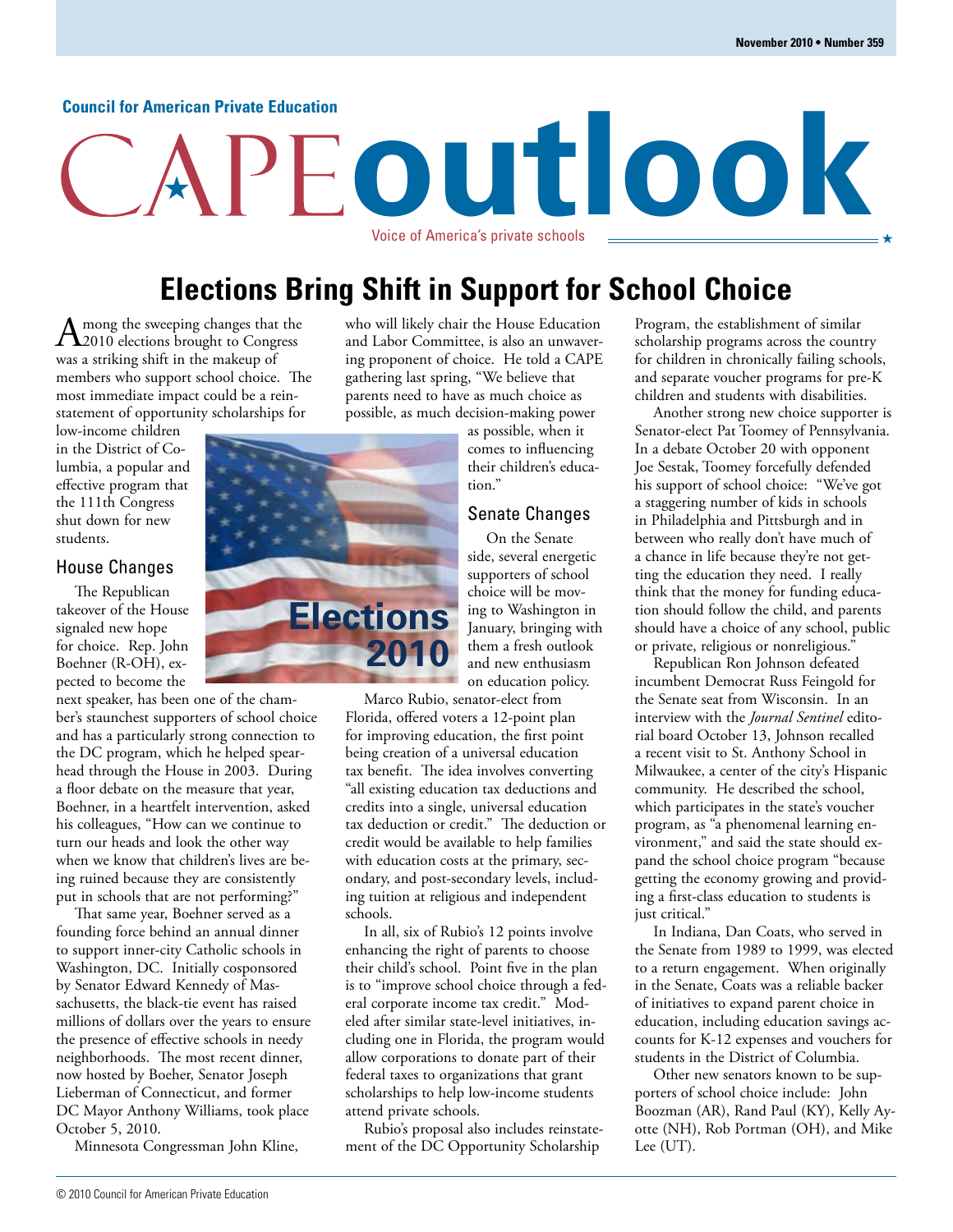Council for American Private Education

# CAPE outlook

Voice of America's private schools

November 2010 • Number 359

## Elections Bring Shift in Support for School Choice

Among the sweeping changes that the 2010 elections brought to Congress was a striking shift in the makeup of members who support school choice. The most immediate impact could be a reinstatement of opportunity scholarships for low-income children in the District of Columbia, a popular and effective program that the 111th Congress shut down for new students.

### House Changes

The Republican takeover of the House signaled new hope for choice. Rep. John Boehner (R-OH), expected to become the next speaker, has been one of the chamber's staunchest supporters of school choice and has a particularly strong connection to the DC program, which he helped spearhead through the House in 2003. During a floor debate on the measure that year, Boehner, in a heartfelt intervention, asked his colleagues, "How can we continue to turn our heads and look the other way when we know that children's lives are being ruined because they are consistently put in schools that are not performing?"

That same year, Boehner served as a founding force behind an annual dinner to support inner-city Catholic schools in Washington, DC. Initially cosponsored by Senator Edward Kennedy of Massachusetts, the black-tie event has raised millions of dollars over the years to ensure the presence of effective schools in needy neighborhoods. The most recent dinner, now hosted by Boeher, Senator Joseph Lieberman of Connecticut, and former DC Mayor Anthony Williams, took place October 5, 2010.

Minnesota Congressman John Kline, who will likely chair the House Education and Labor Committee, is also an unwavering proponent of choice. He told a CAPE gathering last spring, "We believe that parents need to have as much choice as possible, as much decision-making power as possible, when it comes to influencing their children's education."

### Senate Changes

On the Senate side, several energetic supporters of school choice will be moving to Washington in January, bringing with them a fresh outlook and new enthusiasm on education policy.

Marco Rubio, senator-elect from Florida, offered voters a 12-point plan for improving education, the first point being creation of a universal education tax benefit. The idea involves converting "all existing education tax deductions and credits into a single, universal education tax deduction or credit." The deduction or credit would be available to help families with education costs at the primary, secondary, and post-secondary levels, including tuition at religious and independent schools.

In all, six of Rubio's 12 points involve enhancing the right of parents to choose their child's school. Point five in the plan is to "improve school choice through a federal corporate income tax credit." Modeled after similar state-level initiatives, including one in Florida, the program would allow corporations to donate part of their federal taxes to organizations that grant scholarships to help low-income students attend private schools.

Rubio's proposal also includes reinstatement of the DC Opportunity Scholarship Program, the establishment of similar scholarship programs across the country for children in chronically failing schools, and separate voucher programs for pre-K children and students with disabilities.

Another strong new choice supporter is Senator-elect Pat Toomey of Pennsylvania. In a debate October 20 with opponent Joe Sestak, Toomey forcefully defended his support of school choice: "We've got a staggering number of kids in schools in Philadelphia and Pittsburgh and in between who really don't have much of a chance in life because they're not getting the education they need. I really think that the money for funding education should follow the child, and parents should have a choice of any school, public or private, religious or nonreligious."

Republican Ron Johnson defeated incumbent Democrat Russ Feingold for the Senate seat from Wisconsin. In an interview with the *Journal Sentinel* editorial board October 13, Johnson recalled a recent visit to St. Anthony School in Milwaukee, a center of the city's Hispanic community. He described the school, which participates in the state's voucher program, as "a phenomenal learning environment," and said the state should expand the school choice program "because getting the economy growing and providing a first-class education to students is just critical."

In Indiana, Dan Coats, who served in the Senate from 1989 to 1999, was elected to a return engagement. When originally in the Senate, Coats was a reliable backer of initiatives to expand parent choice in education, including education savings accounts for K-12 expenses and vouchers for students in the District of Columbia.

Other new senators known to be supporters of school choice include: John Boozman (AR), Rand Paul (KY), Kelly Ayotte (NH), Rob Portman (OH), and Mike Lee (UT).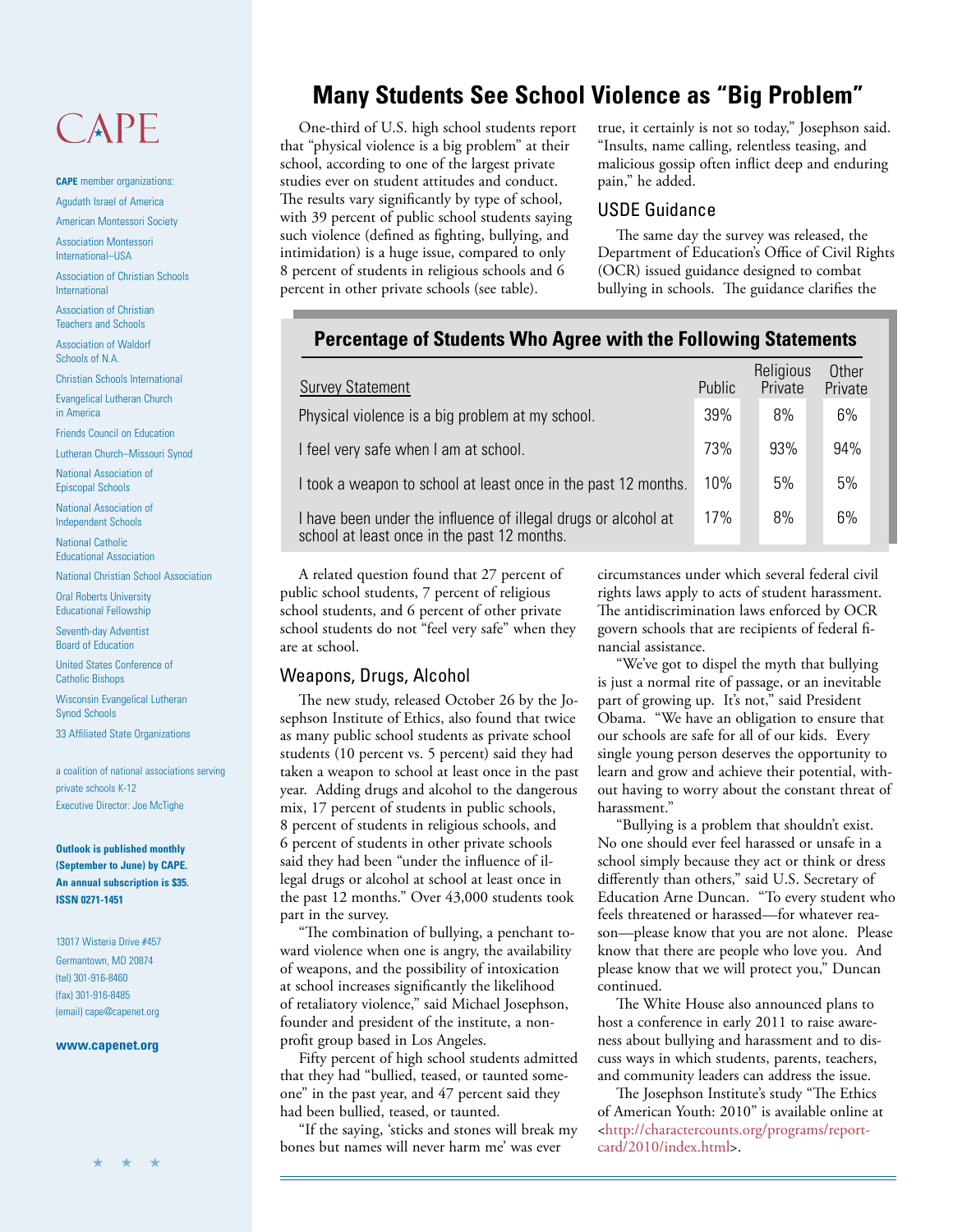# Many Students See School Violence as "Big Problem"

One-third of U.S. high school students report that "physical violence is a big problem" at their school, according to one of the largest private studies ever on student attitudes and conduct. The results vary significantly by type of school, with 39 percent of public school students saying such violence (defined as fighting, bullying, and intimidation) is a huge issue, compared to only 8 percent of students in religious schools and 6 percent in other private schools (see table).

### Percentage of Students Who Agree with the Following Statements

| Survey Statement | Public | Religious Private | Other Private |
|---|---|---|---|
| Physical violence is a big problem at my school. | 39% | 8% | 6% |
| I feel very safe when I am at school. | 73% | 93% | 94% |
| I took a weapon to school at least once in the past 12 months. | 10% | 5% | 5% |
| I have been under the influence of illegal drugs or alcohol at school at least once in the past 12 months. | 17% | 8% | 6% |

A related question found that 27 percent of public school students, 7 percent of religious school students, and 6 percent of other private school students do not "feel very safe" when they are at school.

## Weapons, Drugs, Alcohol

The new study, released October 26 by the Josephson Institute of Ethics, also found that twice as many public school students as private school students (10 percent vs. 5 percent) said they had taken a weapon to school at least once in the past year. Adding drugs and alcohol to the dangerous mix, 17 percent of students in public schools, 8 percent of students in religious schools, and 6 percent of students in other private schools said they had been "under the influence of illegal drugs or alcohol at school at least once in the past 12 months." Over 43,000 students took part in the survey.

"The combination of bullying, a penchant toward violence when one is angry, the availability of weapons, and the possibility of intoxication at school increases significantly the likelihood of retaliatory violence," said Michael Josephson, founder and president of the institute, a nonprofit group based in Los Angeles.

Fifty percent of high school students admitted that they had "bullied, teased, or taunted someone" in the past year, and 47 percent said they had been bullied, teased, or taunted.

"If the saying, 'sticks and stones will break my bones but names will never harm me' was ever true, it certainly is not so today," Josephson said. "Insults, name calling, relentless teasing, and malicious gossip often inflict deep and enduring pain," he added.

## USDE Guidance

The same day the survey was released, the Department of Education's Office of Civil Rights (OCR) issued guidance designed to combat bullying in schools. The guidance clarifies the circumstances under which several federal civil rights laws apply to acts of student harassment. The antidiscrimination laws enforced by OCR govern schools that are recipients of federal financial assistance.

"We've got to dispel the myth that bullying is just a normal rite of passage, or an inevitable part of growing up. It's not," said President Obama. "We have an obligation to ensure that our schools are safe for all of our kids. Every single young person deserves the opportunity to learn and grow and achieve their potential, without having to worry about the constant threat of harassment."

"Bullying is a problem that shouldn't exist. No one should ever feel harassed or unsafe in a school simply because they act or think or dress differently than others," said U.S. Secretary of Education Arne Duncan. "To every student who feels threatened or harassed—for whatever reason—please know that you are not alone. Please know that there are people who love you. And please know that we will protect you," Duncan continued.

The White House also announced plans to host a conference in early 2011 to raise awareness about bullying and harassment and to discuss ways in which students, parents, teachers, and community leaders can address the issue.

The Josephson Institute's study "The Ethics of American Youth: 2010" is available online at <http://charactercounts.org/programs/reportcard/2010/index.html>.

---

CAPE

**CAPE** member organizations:

- Agudath Israel of America
- American Montessori Society
- Association Montessori International–USA
- Association of Christian Schools International
- Association of Christian Teachers and Schools
- Association of Waldorf Schools of N.A.
- Christian Schools International
- Evangelical Lutheran Church in America
- Friends Council on Education
- Lutheran Church–Missouri Synod
- National Association of Episcopal Schools
- National Association of Independent Schools
- National Catholic Educational Association
- National Christian School Association
- Oral Roberts University Educational Fellowship
- Seventh-day Adventist Board of Education
- United States Conference of Catholic Bishops
- Wisconsin Evangelical Lutheran Synod Schools
- 33 Affiliated State Organizations

a coalition of national associations serving private schools K-12
Executive Director: Joe McTighe

**Outlook is published monthly (September to June) by CAPE. An annual subscription is $35. ISSN 0271-1451**

13017 Wisteria Drive #457
Germantown, MD 20874
(tel) 301-916-8460
(fax) 301-916-8485
(email) cape@capenet.org

**www.capenet.org**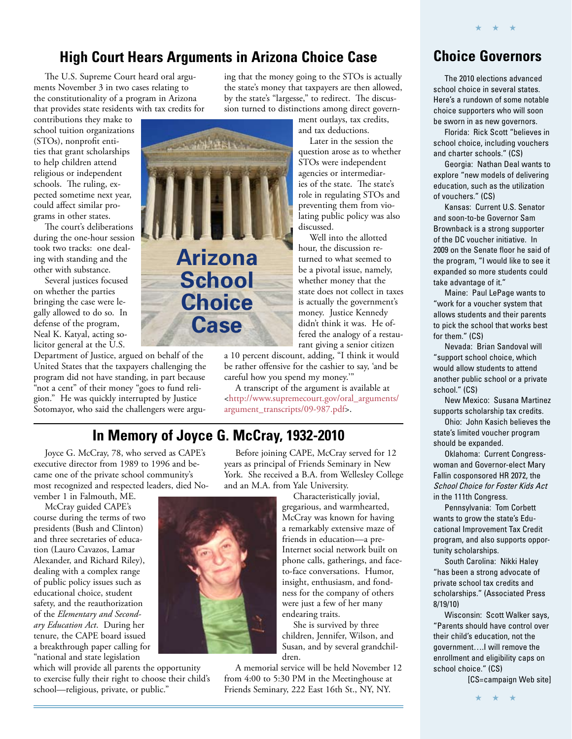## High Court Hears Arguments in Arizona Choice Case

The U.S. Supreme Court heard oral arguments November 3 in two cases relating to the constitutionality of a program in Arizona that provides state residents with tax credits for contributions they make to school tuition organizations (STOs), nonprofit entities that grant scholarships to help children attend religious or independent schools. The ruling, expected sometime next year, could affect similar programs in other states.

The court's deliberations during the one-hour session took two tracks: one dealing with standing and the other with substance.

Several justices focused on whether the parties bringing the case were legally allowed to do so. In defense of the program, Neal K. Katyal, acting solicitor general at the U.S. Department of Justice, argued on behalf of the United States that the taxpayers challenging the program did not have standing, in part because "not a cent" of their money "goes to fund religion." He was quickly interrupted by Justice Sotomayor, who said the challengers were arguing that the money going to the STOs is actually the state's money that taxpayers are then allowed, by the state's "largesse," to redirect. The discussion turned to distinctions among direct government outlays, tax credits, and tax deductions.

Later in the session the question arose as to whether STOs were independent agencies or intermediaries of the state. The state's role in regulating STOs and preventing them from violating public policy was also discussed.

Well into the allotted hour, the discussion returned to what seemed to be a pivotal issue, namely, whether money that the state does not collect in taxes is actually the government's money. Justice Kennedy didn't think it was. He offered the analogy of a restaurant giving a senior citizen a 10 percent discount, adding, "I think it would be rather offensive for the cashier to say, 'and be careful how you spend my money.'"

A transcript of the argument is available at <http://www.supremecourt.gov/oral_arguments/argument_transcripts/09-987.pdf>.

## In Memory of Joyce G. McCray, 1932-2010

Joyce G. McCray, 78, who served as CAPE's executive director from 1989 to 1996 and became one of the private school community's most recognized and respected leaders, died November 1 in Falmouth, ME.

McCray guided CAPE's course during the terms of two presidents (Bush and Clinton) and three secretaries of education (Lauro Cavazos, Lamar Alexander, and Richard Riley), dealing with a complex range of public policy issues such as educational choice, student safety, and the reauthorization of the *Elementary and Secondary Education Act*. During her tenure, the CAPE board issued a breakthrough paper calling for "national and state legislation which will provide all parents the opportunity to exercise fully their right to choose their child's school—religious, private, or public."

Before joining CAPE, McCray served for 12 years as principal of Friends Seminary in New York. She received a B.A. from Wellesley College and an M.A. from Yale University.

Characteristically jovial, gregarious, and warmhearted, McCray was known for having a remarkably extensive maze of friends in education—a pre-Internet social network built on phone calls, gatherings, and face-to-face conversations. Humor, insight, enthusiasm, and fondness for the company of others were just a few of her many endearing traits.

She is survived by three children, Jennifer, Wilson, and Susan, and by several grandchildren.

A memorial service will be held November 12 from 4:00 to 5:30 PM in the Meetinghouse at Friends Seminary, 222 East 16th St., NY, NY.

## Choice Governors

The 2010 elections advanced school choice in several states. Here's a rundown of some notable choice supporters who will soon be sworn in as new governors.

Florida: Rick Scott "believes in school choice, including vouchers and charter schools." (CS)

Georgia: Nathan Deal wants to explore "new models of delivering education, such as the utilization of vouchers." (CS)

Kansas: Current U.S. Senator and soon-to-be Governor Sam Brownback is a strong supporter of the DC voucher initiative. In 2009 on the Senate floor he said of the program, "I would like to see it expanded so more students could take advantage of it."

Maine: Paul LePage wants to "work for a voucher system that allows students and their parents to pick the school that works best for them." (CS)

Nevada: Brian Sandoval will "support school choice, which would allow students to attend another public school or a private school." (CS)

New Mexico: Susana Martinez supports scholarship tax credits.

Ohio: John Kasich believes the state's limited voucher program should be expanded.

Oklahoma: Current Congresswoman and Governor-elect Mary Fallin cosponsored HR 2072, the *School Choice for Foster Kids Act* in the 111th Congress.

Pennsylvania: Tom Corbett wants to grow the state's Educational Improvement Tax Credit program, and also supports opportunity scholarships.

South Carolina: Nikki Haley "has been a strong advocate of private school tax credits and scholarships." (Associated Press 8/19/10)

Wisconsin: Scott Walker says, "Parents should have control over their child's education, not the government….I will remove the enrollment and eligibility caps on school choice." (CS)

[CS=campaign Web site]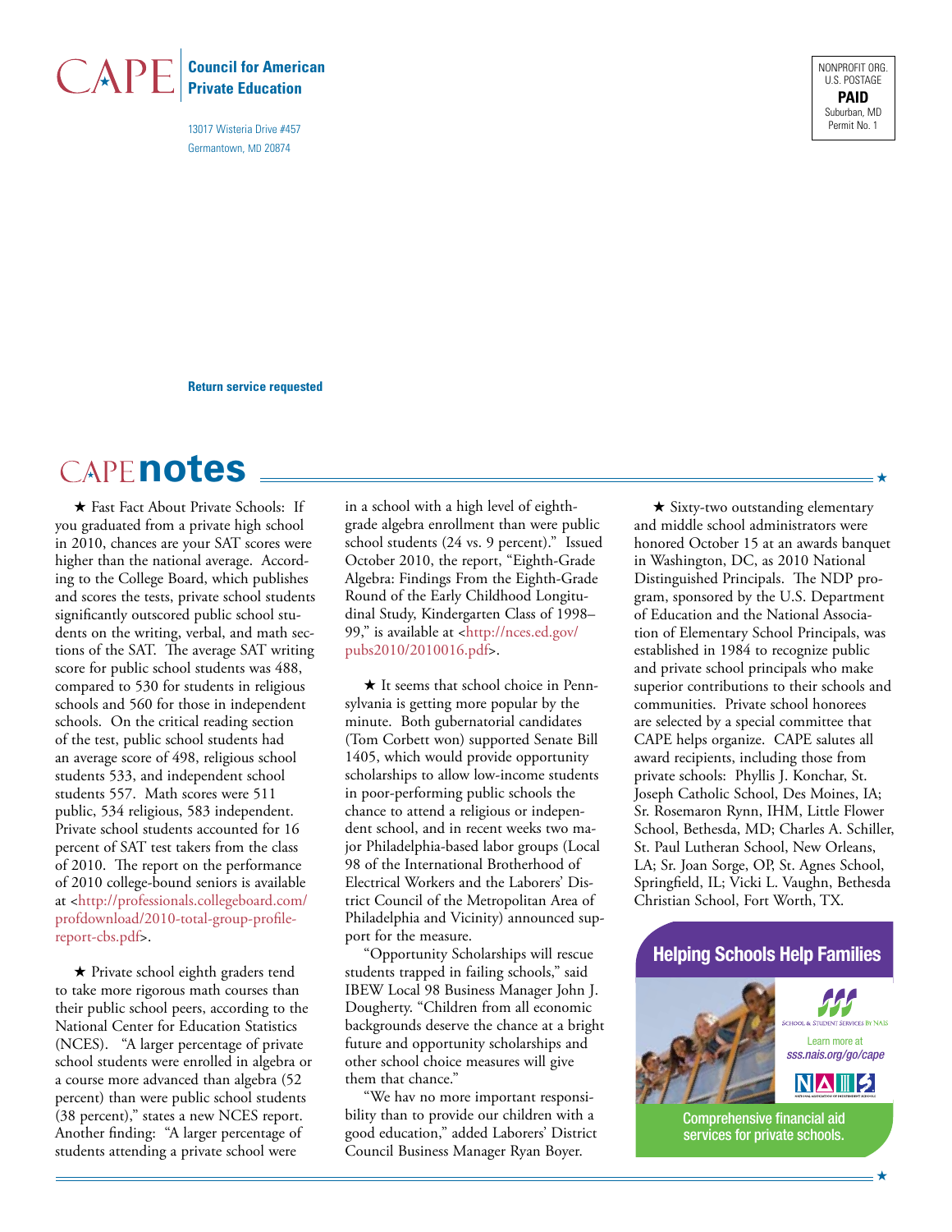CAPE Council for American Private Education

13017 Wisteria Drive #457
Germantown, MD 20874

NONPROFIT ORG.
U.S. POSTAGE
**PAID**
Suburban, MD
Permit No. 1

**Return service requested**

# CAPE notes

★ Fast Fact About Private Schools: If you graduated from a private high school in 2010, chances are your SAT scores were higher than the national average. According to the College Board, which publishes and scores the tests, private school students significantly outscored public school students on the writing, verbal, and math sections of the SAT. The average SAT writing score for public school students was 488, compared to 530 for students in religious schools and 560 for those in independent schools. On the critical reading section of the test, public school students had an average score of 498, religious school students 533, and independent school students 557. Math scores were 511 public, 534 religious, 583 independent. Private school students accounted for 16 percent of SAT test takers from the class of 2010. The report on the performance of 2010 college-bound seniors is available at <http://professionals.collegeboard.com/profdownload/2010-total-group-profile-report-cbs.pdf>.

★ Private school eighth graders tend to take more rigorous math courses than their public school peers, according to the National Center for Education Statistics (NCES). "A larger percentage of private school students were enrolled in algebra or a course more advanced than algebra (52 percent) than were public school students (38 percent)," states a new NCES report. Another finding: "A larger percentage of students attending a private school were in a school with a high level of eighth-grade algebra enrollment than were public school students (24 vs. 9 percent)." Issued October 2010, the report, "Eighth-Grade Algebra: Findings From the Eighth-Grade Round of the Early Childhood Longitudinal Study, Kindergarten Class of 1998–99," is available at <http://nces.ed.gov/pubs2010/2010016.pdf>.

★ It seems that school choice in Pennsylvania is getting more popular by the minute. Both gubernatorial candidates (Tom Corbett won) supported Senate Bill 1405, which would provide opportunity scholarships to allow low-income students in poor-performing public schools the chance to attend a religious or independent school, and in recent weeks two major Philadelphia-based labor groups (Local 98 of the International Brotherhood of Electrical Workers and the Laborers' District Council of the Metropolitan Area of Philadelphia and Vicinity) announced support for the measure.

"Opportunity Scholarships will rescue students trapped in failing schools," said IBEW Local 98 Business Manager John J. Dougherty. "Children from all economic backgrounds deserve the chance at a bright future and opportunity scholarships and other school choice measures will give them that chance."

"We hav no more important responsibility than to provide our children with a good education," added Laborers' District Council Business Manager Ryan Boyer.

★ Sixty-two outstanding elementary and middle school administrators were honored October 15 at an awards banquet in Washington, DC, as 2010 National Distinguished Principals. The NDP program, sponsored by the U.S. Department of Education and the National Association of Elementary School Principals, was established in 1984 to recognize public and private school principals who make superior contributions to their schools and communities. Private school honorees are selected by a special committee that CAPE helps organize. CAPE salutes all award recipients, including those from private schools: Phyllis J. Konchar, St. Joseph Catholic School, Des Moines, IA; Sr. Rosemaron Rynn, IHM, Little Flower School, Bethesda, MD; Charles A. Schiller, St. Paul Lutheran School, New Orleans, LA; Sr. Joan Sorge, OP, St. Agnes School, Springfield, IL; Vicki L. Vaughn, Bethesda Christian School, Fort Worth, TX.

**Helping Schools Help Families**

School & Student Services by NAIS

Learn more at *sss.nais.org/go/cape*

NAIS National Association of Independent Schools

Comprehensive financial aid services for private schools.